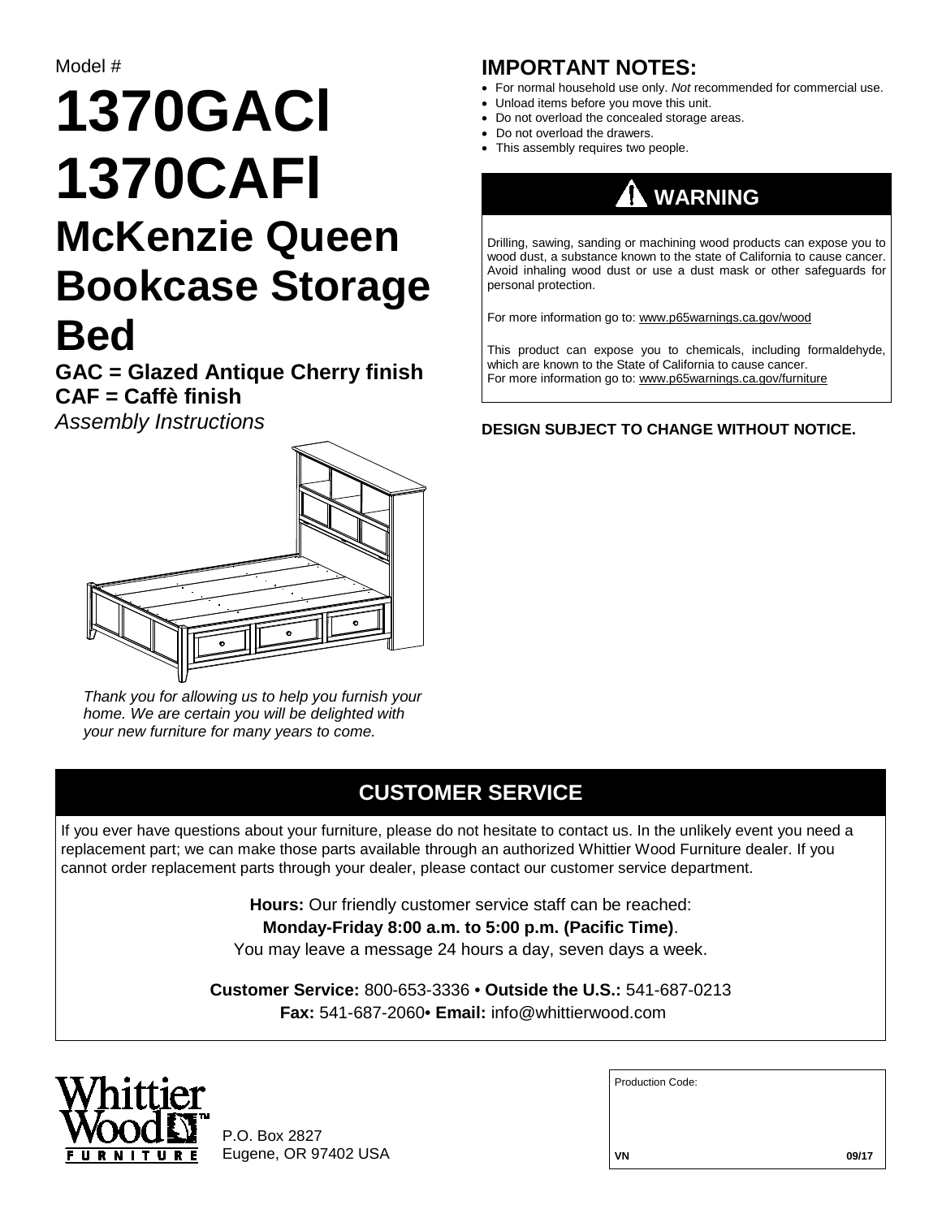Model #

# 1370GACl
# 1370CAFl
# McKenzie Queen Bookcase Storage Bed

**GAC = Glazed Antique Cherry finish**
**CAF = Caffè finish**

*Assembly Instructions*

*Thank you for allowing us to help you furnish your home. We are certain you will be delighted with your new furniture for many years to come.*

## IMPORTANT NOTES:

- For normal household use only. *Not* recommended for commercial use.
- Unload items before you move this unit.
- Do not overload the concealed storage areas.
- Do not overload the drawers.
- This assembly requires two people.

## WARNING

Drilling, sawing, sanding or machining wood products can expose you to wood dust, a substance known to the state of California to cause cancer. Avoid inhaling wood dust or use a dust mask or other safeguards for personal protection.

For more information go to: www.p65warnings.ca.gov/wood

This product can expose you to chemicals, including formaldehyde, which are known to the State of California to cause cancer.
For more information go to: www.p65warnings.ca.gov/furniture

**DESIGN SUBJECT TO CHANGE WITHOUT NOTICE.**

## CUSTOMER SERVICE

If you ever have questions about your furniture, please do not hesitate to contact us. In the unlikely event you need a replacement part; we can make those parts available through an authorized Whittier Wood Furniture dealer. If you cannot order replacement parts through your dealer, please contact our customer service department.

**Hours:** Our friendly customer service staff can be reached:
**Monday-Friday 8:00 a.m. to 5:00 p.m. (Pacific Time)**.
You may leave a message 24 hours a day, seven days a week.

**Customer Service:** 800-653-3336 • **Outside the U.S.:** 541-687-0213
**Fax:** 541-687-2060• **Email:** info@whittierwood.com

Whittier Wood Furniture

P.O. Box 2827
Eugene, OR 97402 USA

Production Code:

VN 09/17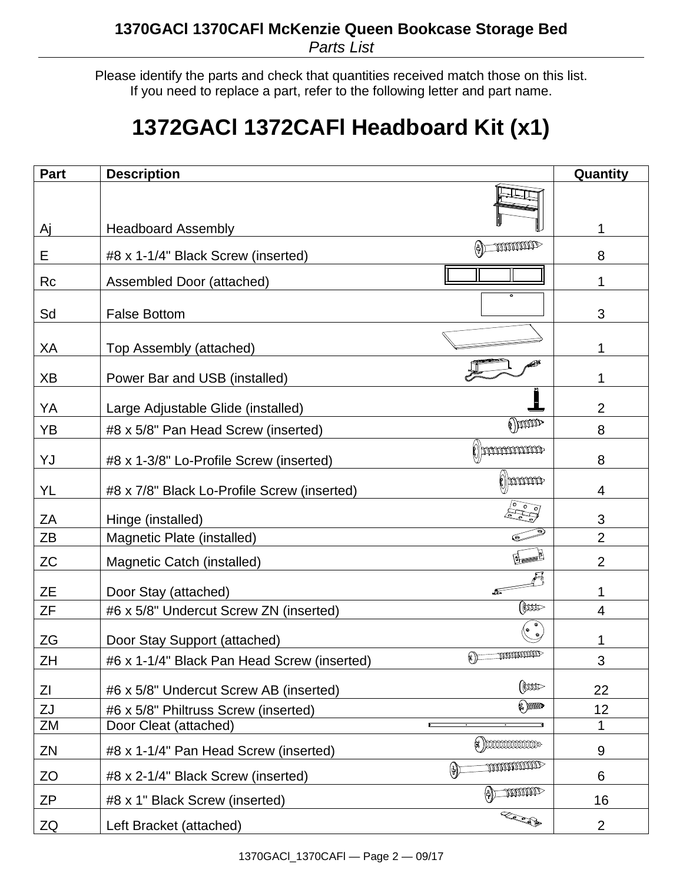# 1370GACl 1370CAFl McKenzie Queen Bookcase Storage Bed

*Parts List*

Please identify the parts and check that quantities received match those on this list.
If you need to replace a part, refer to the following letter and part name.

## 1372GACl 1372CAFl Headboard Kit (x1)

| Part | Description | Quantity |
|---|---|---|
| Aj | Headboard Assembly | 1 |
| E | #8 x 1-1/4" Black Screw (inserted) | 8 |
| Rc | Assembled Door (attached) | 1 |
| Sd | False Bottom | 3 |
| XA | Top Assembly (attached) | 1 |
| XB | Power Bar and USB (installed) | 1 |
| YA | Large Adjustable Glide (installed) | 2 |
| YB | #8 x 5/8" Pan Head Screw (inserted) | 8 |
| YJ | #8 x 1-3/8" Lo-Profile Screw (inserted) | 8 |
| YL | #8 x 7/8" Black Lo-Profile Screw (inserted) | 4 |
| ZA | Hinge (installed) | 3 |
| ZB | Magnetic Plate (installed) | 2 |
| ZC | Magnetic Catch (installed) | 2 |
| ZE | Door Stay (attached) | 1 |
| ZF | #6 x 5/8" Undercut Screw ZN (inserted) | 4 |
| ZG | Door Stay Support (attached) | 1 |
| ZH | #6 x 1-1/4" Black Pan Head Screw (inserted) | 3 |
| ZI | #6 x 5/8" Undercut Screw AB (inserted) | 22 |
| ZJ | #6 x 5/8" Philtruss Screw (inserted) | 12 |
| ZM | Door Cleat (attached) | 1 |
| ZN | #8 x 1-1/4" Pan Head Screw (inserted) | 9 |
| ZO | #8 x 2-1/4" Black Screw (inserted) | 6 |
| ZP | #8 x 1" Black Screw (inserted) | 16 |
| ZQ | Left Bracket (attached) | 2 |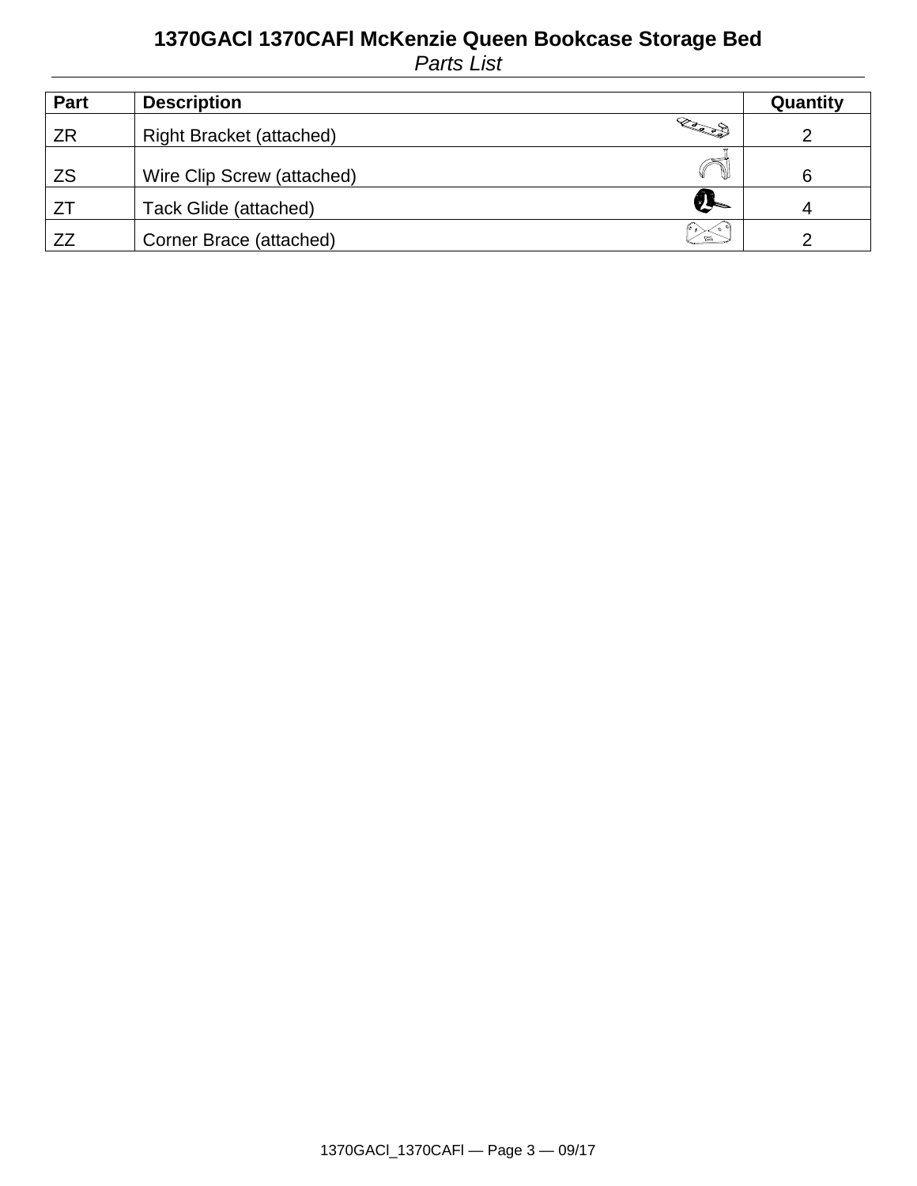# 1370GACl 1370CAFl McKenzie Queen Bookcase Storage Bed

*Parts List*

| Part | Description | Quantity |
|---|---|---|
| ZR | Right Bracket (attached) | 2 |
| ZS | Wire Clip Screw (attached) | 6 |
| ZT | Tack Glide (attached) | 4 |
| ZZ | Corner Brace (attached) | 2 |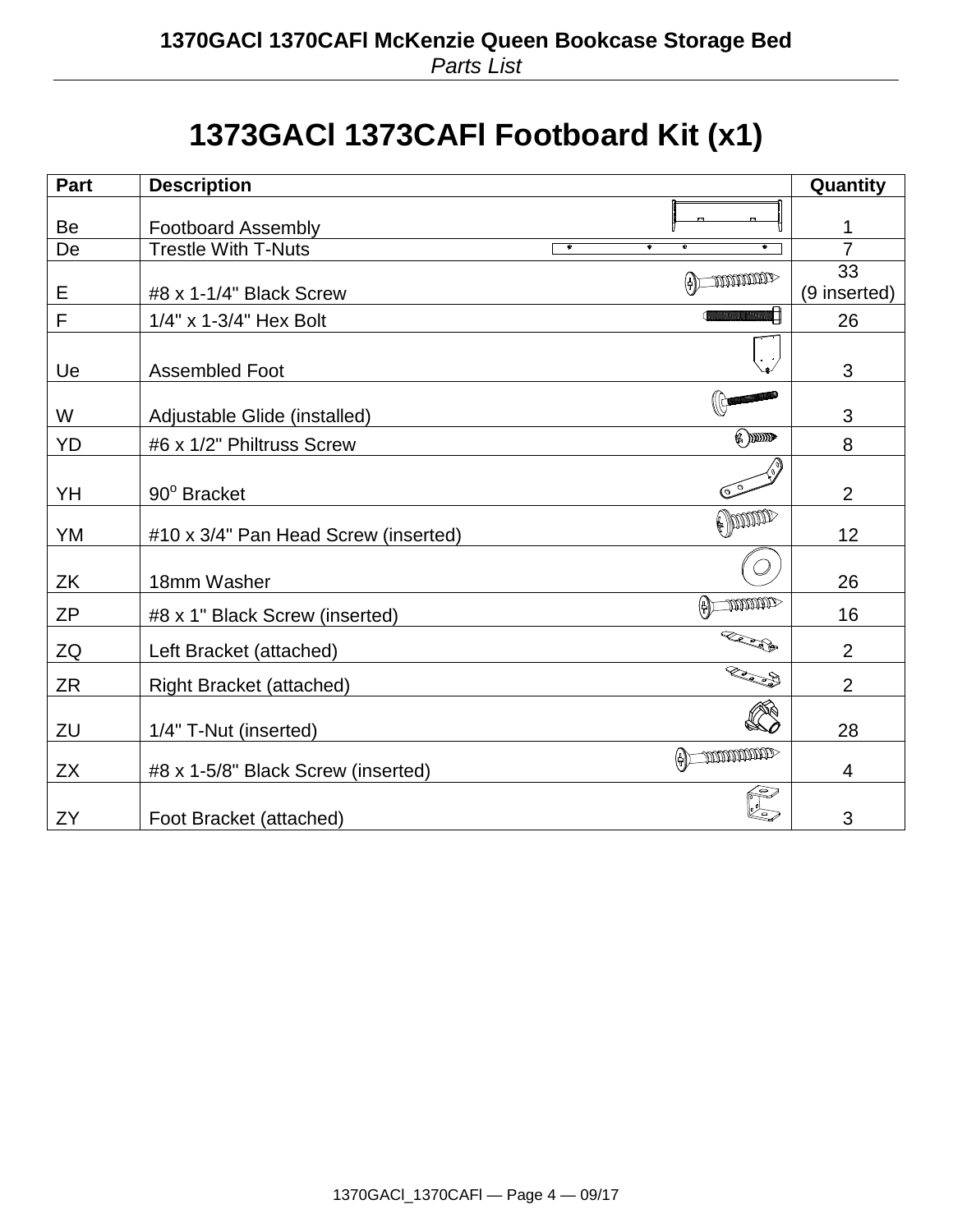# 1373GACl 1373CAFl Footboard Kit (x1)

| Part | Description | Quantity |
|---|---|---|
| Be | Footboard Assembly | 1 |
| De | Trestle With T-Nuts | 7 |
| E | #8 x 1-1/4" Black Screw | 33 (9 inserted) |
| F | 1/4" x 1-3/4" Hex Bolt | 26 |
| Ue | Assembled Foot | 3 |
| W | Adjustable Glide (installed) | 3 |
| YD | #6 x 1/2" Philtruss Screw | 8 |
| YH | 90° Bracket | 2 |
| YM | #10 x 3/4" Pan Head Screw (inserted) | 12 |
| ZK | 18mm Washer | 26 |
| ZP | #8 x 1" Black Screw (inserted) | 16 |
| ZQ | Left Bracket (attached) | 2 |
| ZR | Right Bracket (attached) | 2 |
| ZU | 1/4" T-Nut (inserted) | 28 |
| ZX | #8 x 1-5/8" Black Screw (inserted) | 4 |
| ZY | Foot Bracket (attached) | 3 |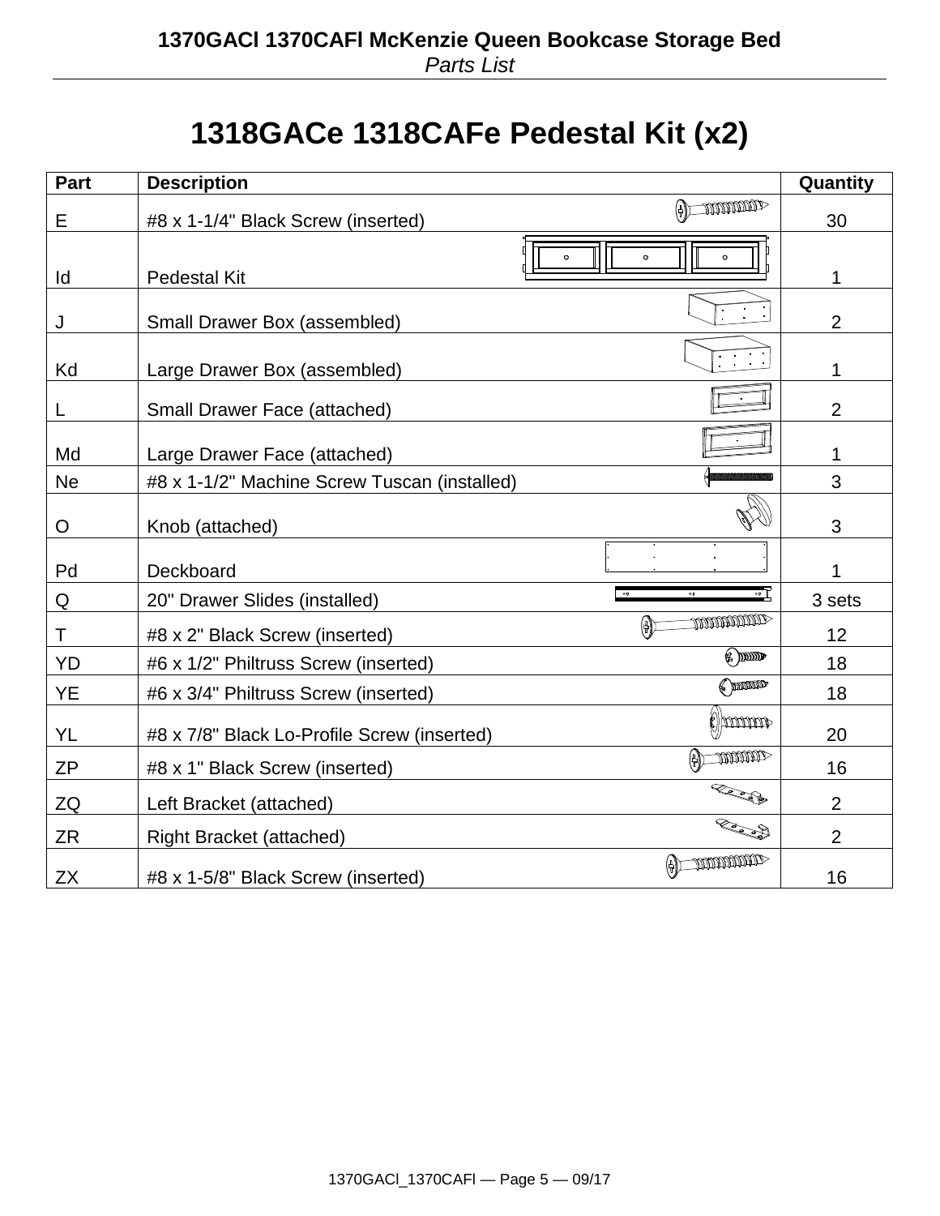# 1318GACe 1318CAFe Pedestal Kit (x2)

| Part | Description | Quantity |
|---|---|---|
| E | #8 x 1-1/4" Black Screw (inserted) | 30 |
| Id | Pedestal Kit | 1 |
| J | Small Drawer Box (assembled) | 2 |
| Kd | Large Drawer Box (assembled) | 1 |
| L | Small Drawer Face (attached) | 2 |
| Md | Large Drawer Face (attached) | 1 |
| Ne | #8 x 1-1/2" Machine Screw Tuscan (installed) | 3 |
| O | Knob (attached) | 3 |
| Pd | Deckboard | 1 |
| Q | 20" Drawer Slides (installed) | 3 sets |
| T | #8 x 2" Black Screw (inserted) | 12 |
| YD | #6 x 1/2" Philtruss Screw (inserted) | 18 |
| YE | #6 x 3/4" Philtruss Screw (inserted) | 18 |
| YL | #8 x 7/8" Black Lo-Profile Screw (inserted) | 20 |
| ZP | #8 x 1" Black Screw (inserted) | 16 |
| ZQ | Left Bracket (attached) | 2 |
| ZR | Right Bracket (attached) | 2 |
| ZX | #8 x 1-5/8" Black Screw (inserted) | 16 |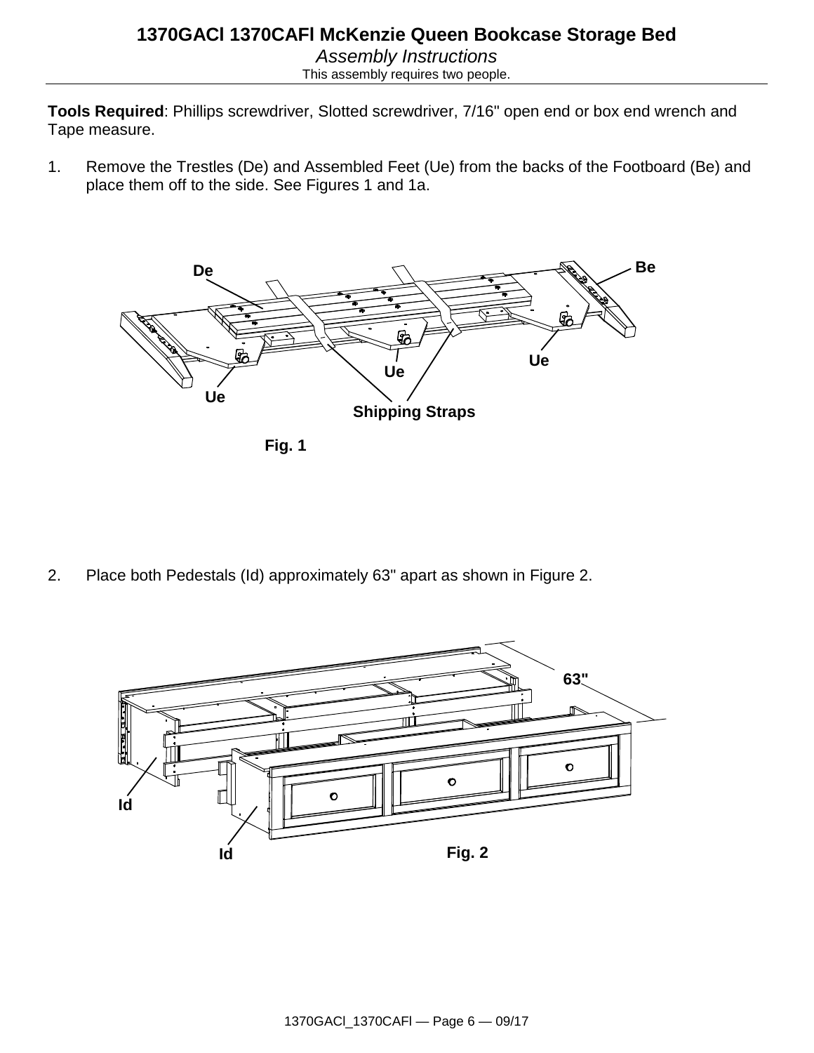# 1370GACl 1370CAFl McKenzie Queen Bookcase Storage Bed

*Assembly Instructions*

This assembly requires two people.

**Tools Required**: Phillips screwdriver, Slotted screwdriver, 7/16" open end or box end wrench and Tape measure.

1. Remove the Trestles (De) and Assembled Feet (Ue) from the backs of the Footboard (Be) and place them off to the side. See Figures 1 and 1a.

Fig. 1

2. Place both Pedestals (Id) approximately 63" apart as shown in Figure 2.

Fig. 2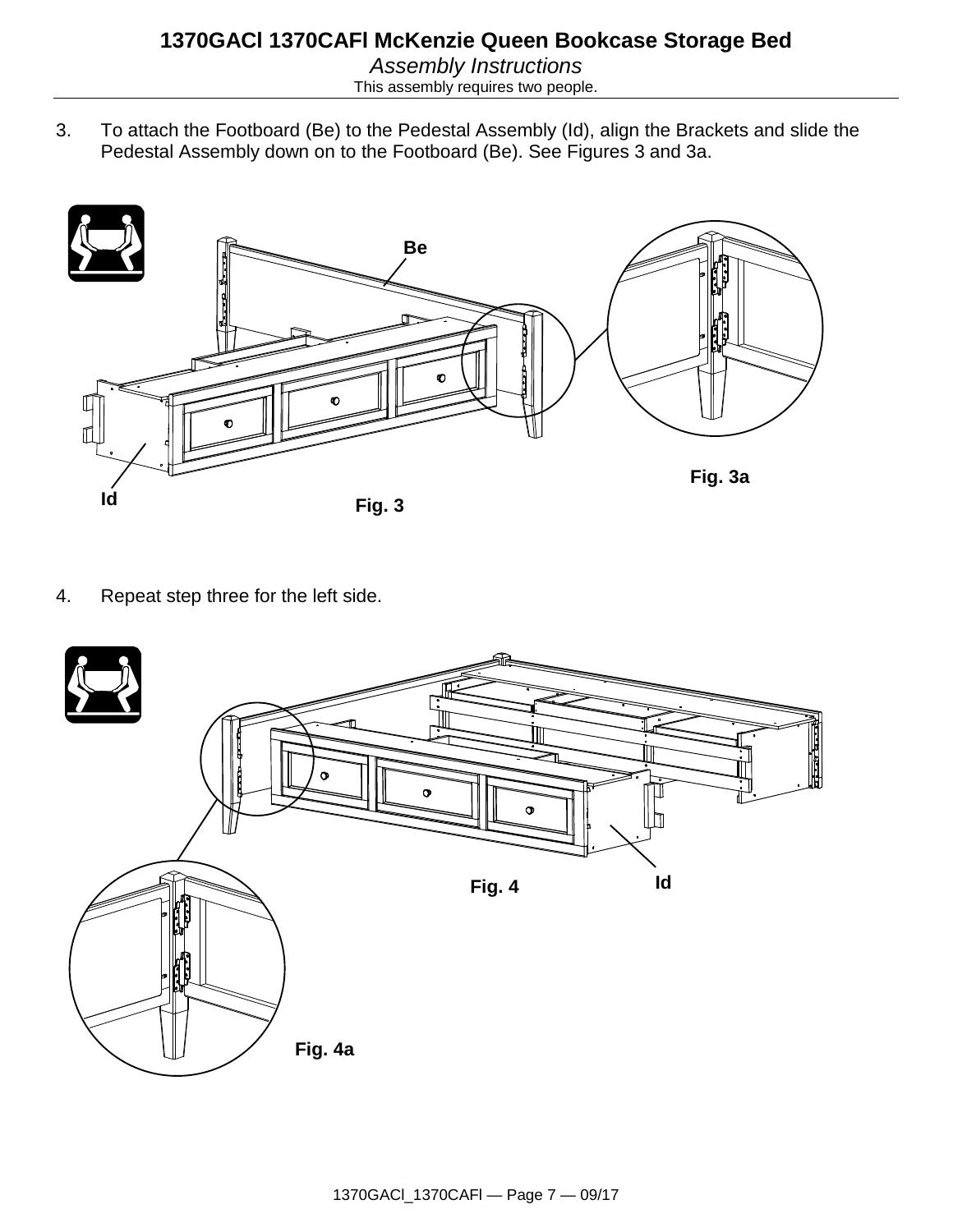3. To attach the Footboard (Be) to the Pedestal Assembly (Id), align the Brackets and slide the Pedestal Assembly down on to the Footboard (Be). See Figures 3 and 3a.

Be

Id

Fig. 3

Fig. 3a

4. Repeat step three for the left side.

Fig. 4

Id

Fig. 4a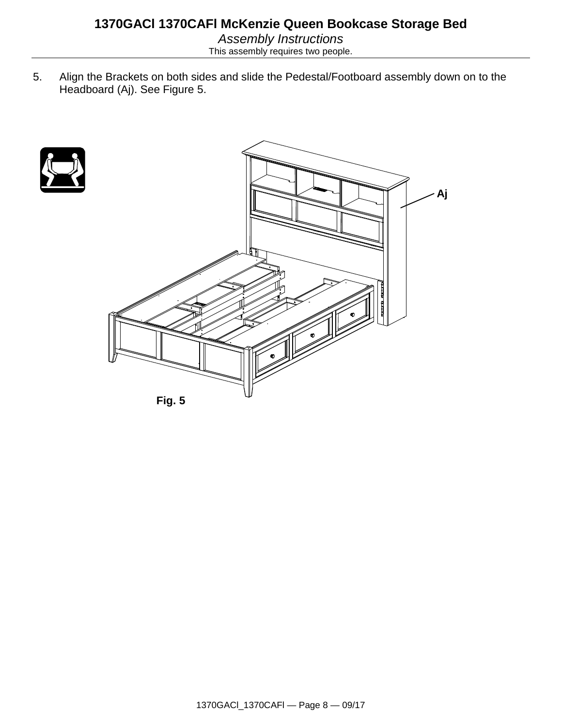5. Align the Brackets on both sides and slide the Pedestal/Footboard assembly down on to the Headboard (Aj). See Figure 5.

Aj

Fig. 5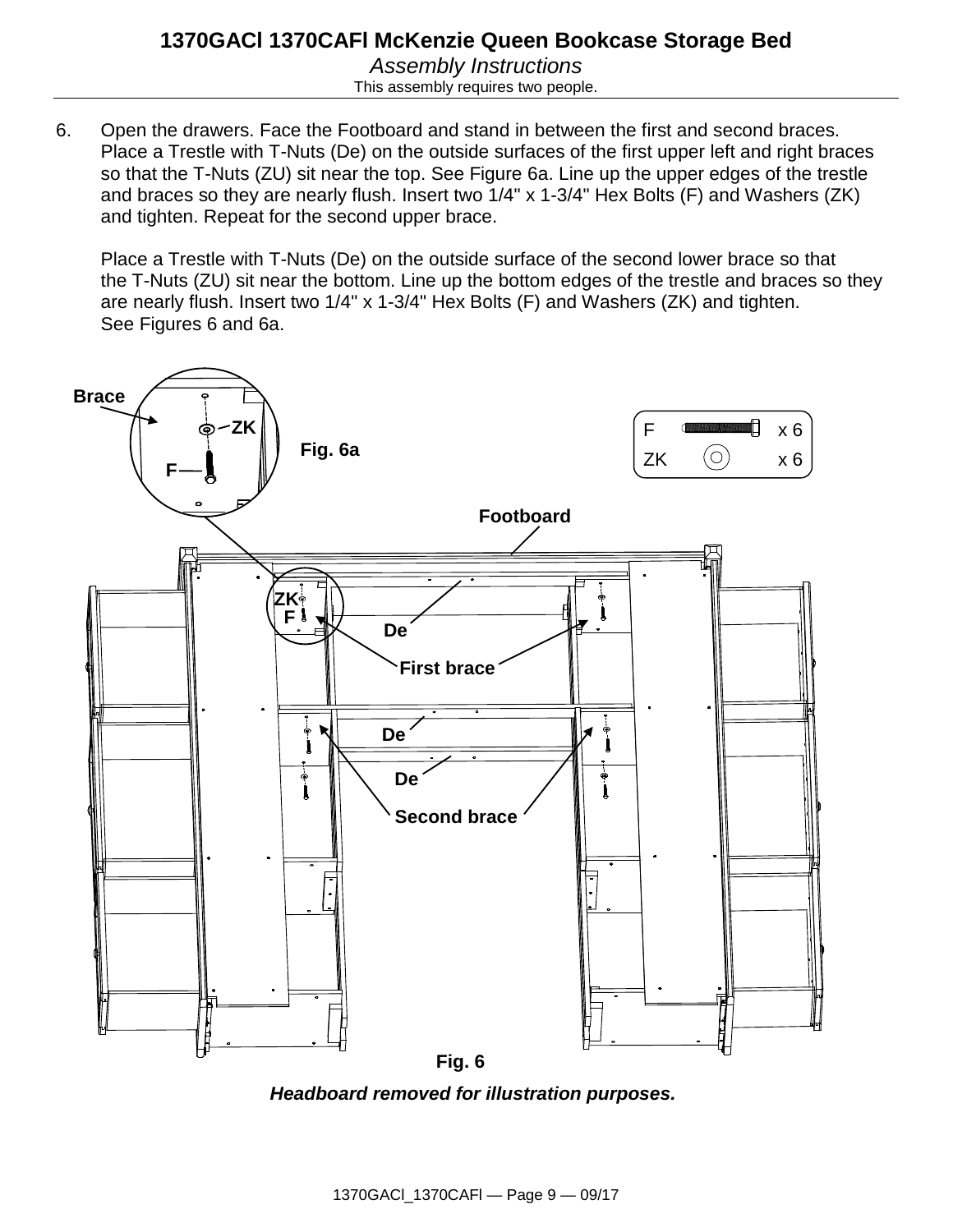6. Open the drawers. Face the Footboard and stand in between the first and second braces. Place a Trestle with T-Nuts (De) on the outside surfaces of the first upper left and right braces so that the T-Nuts (ZU) sit near the top. See Figure 6a. Line up the upper edges of the trestle and braces so they are nearly flush. Insert two 1/4" x 1-3/4" Hex Bolts (F) and Washers (ZK) and tighten. Repeat for the second upper brace.

   Place a Trestle with T-Nuts (De) on the outside surface of the second lower brace so that the T-Nuts (ZU) sit near the bottom. Line up the bottom edges of the trestle and braces so they are nearly flush. Insert two 1/4" x 1-3/4" Hex Bolts (F) and Washers (ZK) and tighten. See Figures 6 and 6a.

Brace

ZK

F

**Fig. 6a**

| | |
|---|---|
| F | x 6 |
| ZK | x 6 |

Footboard

ZK

F

De

First brace

De

De

Second brace

**Fig. 6**

***Headboard removed for illustration purposes.***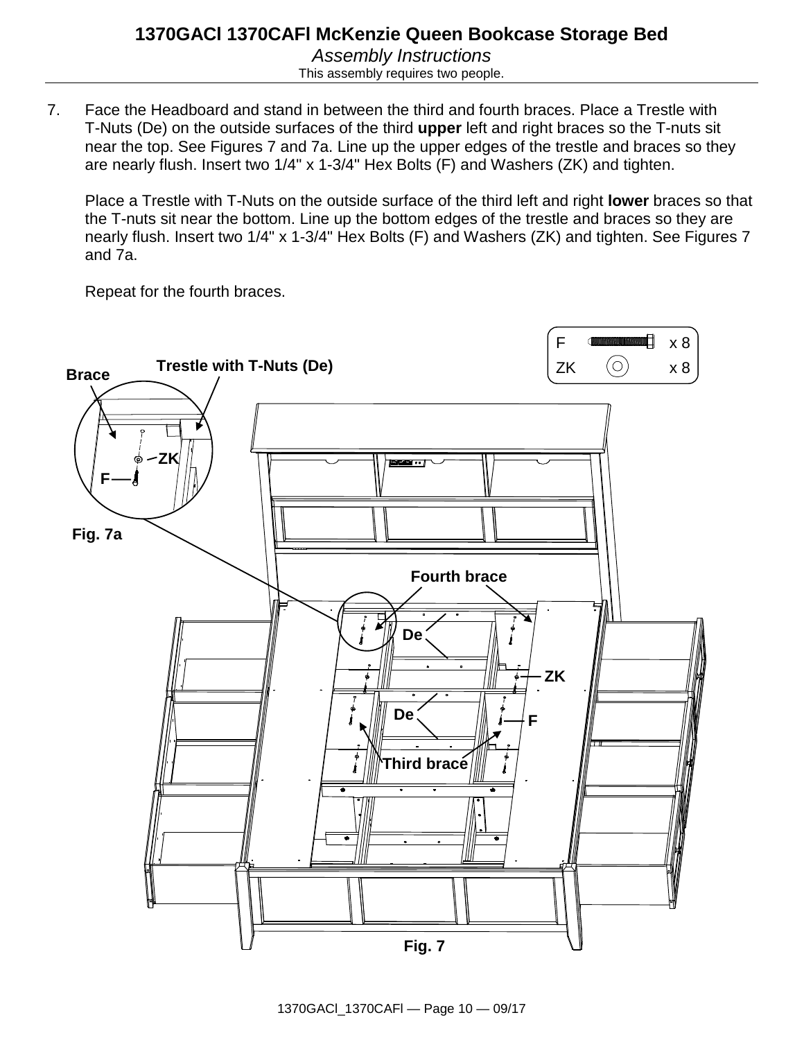# 1370GACl 1370CAFl McKenzie Queen Bookcase Storage Bed

*Assembly Instructions*

This assembly requires two people.

7. Face the Headboard and stand in between the third and fourth braces. Place a Trestle with T-Nuts (De) on the outside surfaces of the third **upper** left and right braces so the T-nuts sit near the top. See Figures 7 and 7a. Line up the upper edges of the trestle and braces so they are nearly flush. Insert two 1/4" x 1-3/4" Hex Bolts (F) and Washers (ZK) and tighten.

   Place a Trestle with T-Nuts on the outside surface of the third left and right **lower** braces so that the T-nuts sit near the bottom. Line up the bottom edges of the trestle and braces so they are nearly flush. Insert two 1/4" x 1-3/4" Hex Bolts (F) and Washers (ZK) and tighten. See Figures 7 and 7a.

   Repeat for the fourth braces.

| | |
|---|---|
| F | x 8 |
| ZK | x 8 |

Brace

Trestle with T-Nuts (De)

ZK

F

Fig. 7a

Fourth brace

De

ZK

De

F

Third brace

Fig. 7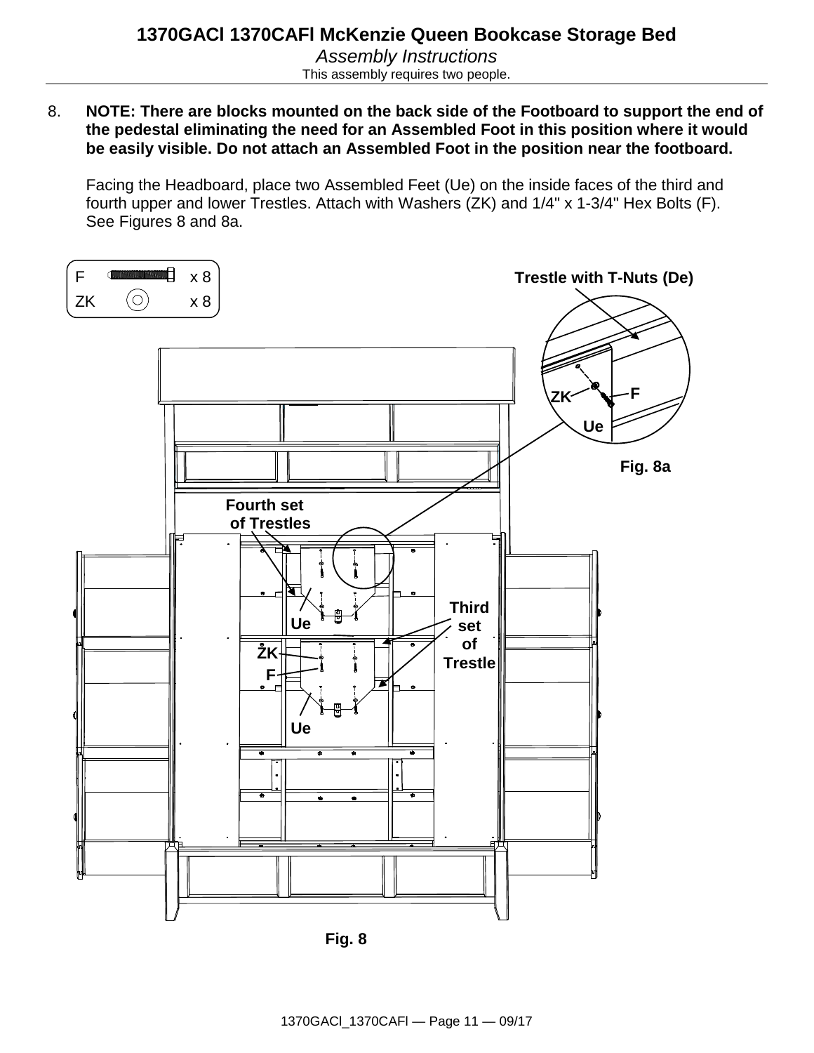# 1370GACl 1370CAFl McKenzie Queen Bookcase Storage Bed

*Assembly Instructions*

This assembly requires two people.

8. **NOTE: There are blocks mounted on the back side of the Footboard to support the end of the pedestal eliminating the need for an Assembled Foot in this position where it would be easily visible. Do not attach an Assembled Foot in the position near the footboard.**

   Facing the Headboard, place two Assembled Feet (Ue) on the inside faces of the third and fourth upper and lower Trestles. Attach with Washers (ZK) and 1/4" x 1-3/4" Hex Bolts (F). See Figures 8 and 8a.

F x 8

ZK x 8

Trestle with T-Nuts (De)

ZK F Ue

Fig. 8a

Fourth set of Trestles

Ue

Third set of Trestle

ZK

F

Ue

Fig. 8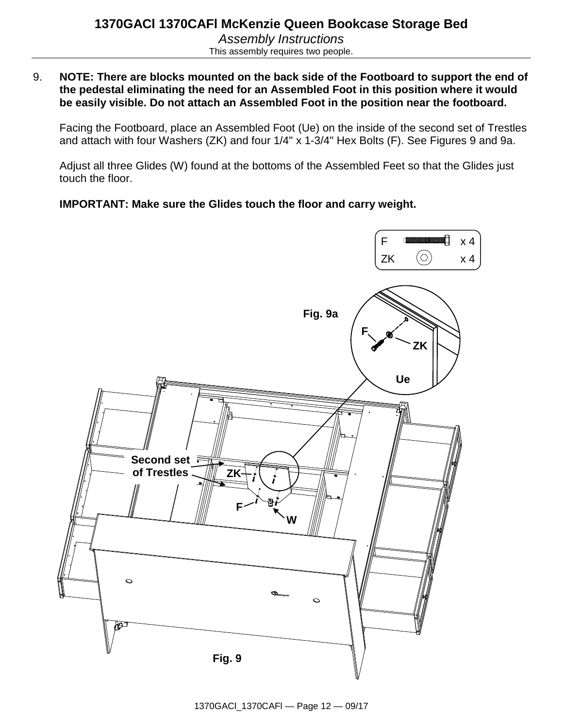# 1370GACl 1370CAFl McKenzie Queen Bookcase Storage Bed

*Assembly Instructions*

This assembly requires two people.

9. **NOTE: There are blocks mounted on the back side of the Footboard to support the end of the pedestal eliminating the need for an Assembled Foot in this position where it would be easily visible. Do not attach an Assembled Foot in the position near the footboard.**

   Facing the Footboard, place an Assembled Foot (Ue) on the inside of the second set of Trestles and attach with four Washers (ZK) and four 1/4" x 1-3/4" Hex Bolts (F). See Figures 9 and 9a.

   Adjust all three Glides (W) found at the bottoms of the Assembled Feet so that the Glides just touch the floor.

   **IMPORTANT: Make sure the Glides touch the floor and carry weight.**

F x 4
ZK x 4

Fig. 9a

Fig. 9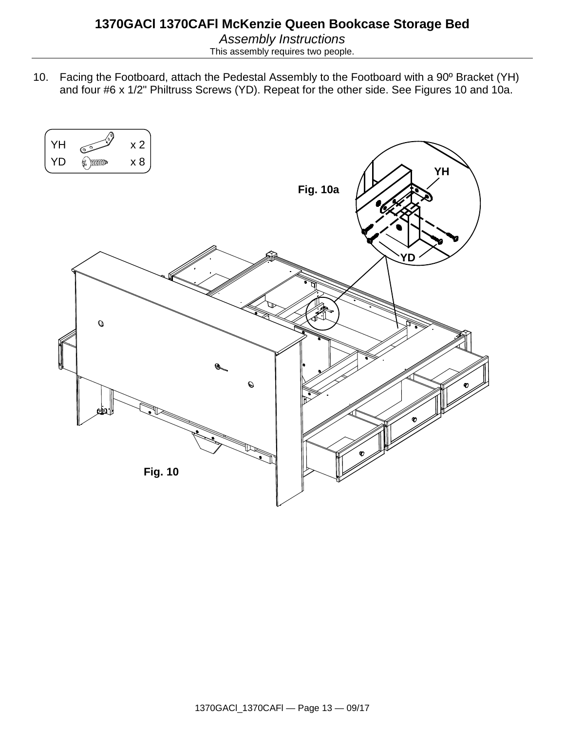# 1370GACl 1370CAFl McKenzie Queen Bookcase Storage Bed

*Assembly Instructions*

This assembly requires two people.

10. Facing the Footboard, attach the Pedestal Assembly to the Footboard with a 90º Bracket (YH) and four #6 x 1/2" Philtruss Screws (YD). Repeat for the other side. See Figures 10 and 10a.

| | |
|---|---|
| YH | x 2 |
| YD | x 8 |

Fig. 10a

Fig. 10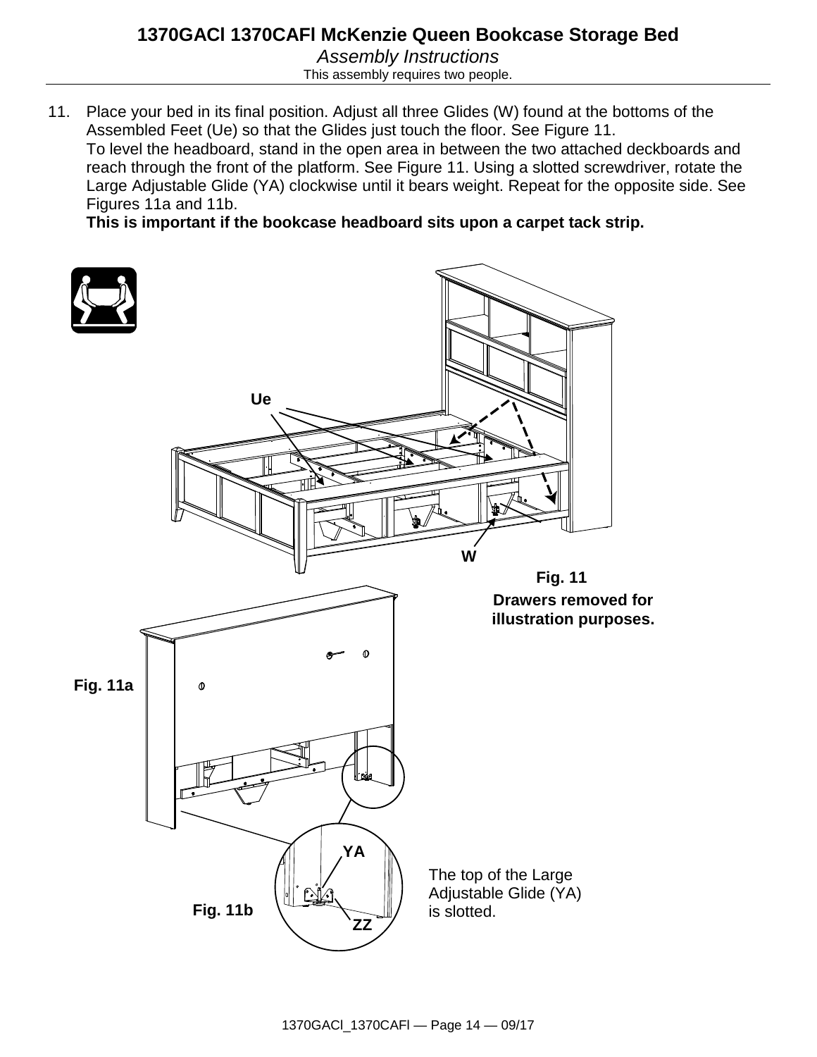# 1370GACl 1370CAFl McKenzie Queen Bookcase Storage Bed

*Assembly Instructions*

This assembly requires two people.

11. Place your bed in its final position. Adjust all three Glides (W) found at the bottoms of the Assembled Feet (Ue) so that the Glides just touch the floor. See Figure 11.
    To level the headboard, stand in the open area in between the two attached deckboards and reach through the front of the platform. See Figure 11. Using a slotted screwdriver, rotate the Large Adjustable Glide (YA) clockwise until it bears weight. Repeat for the opposite side. See Figures 11a and 11b.
    **This is important if the bookcase headboard sits upon a carpet tack strip.**

Ue

W

**Fig. 11**

**Drawers removed for illustration purposes.**

**Fig. 11a**

YA

ZZ

**Fig. 11b**

The top of the Large Adjustable Glide (YA) is slotted.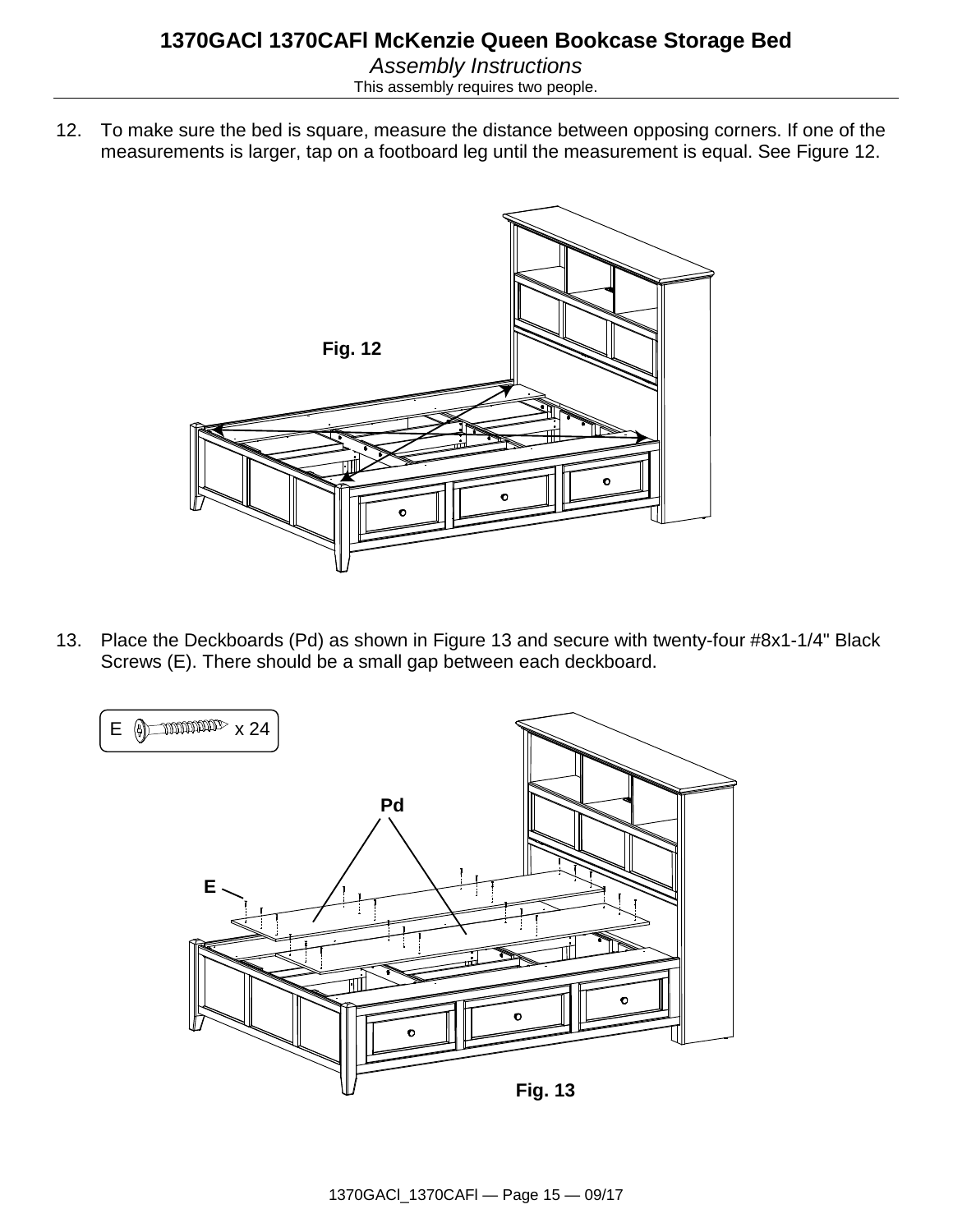# 1370GACl 1370CAFl McKenzie Queen Bookcase Storage Bed

*Assembly Instructions*

This assembly requires two people.

12. To make sure the bed is square, measure the distance between opposing corners. If one of the measurements is larger, tap on a footboard leg until the measurement is equal. See Figure 12.

**Fig. 12**

13. Place the Deckboards (Pd) as shown in Figure 13 and secure with twenty-four #8x1-1/4" Black Screws (E). There should be a small gap between each deckboard.

E x 24

**Pd**

**E**

**Fig. 13**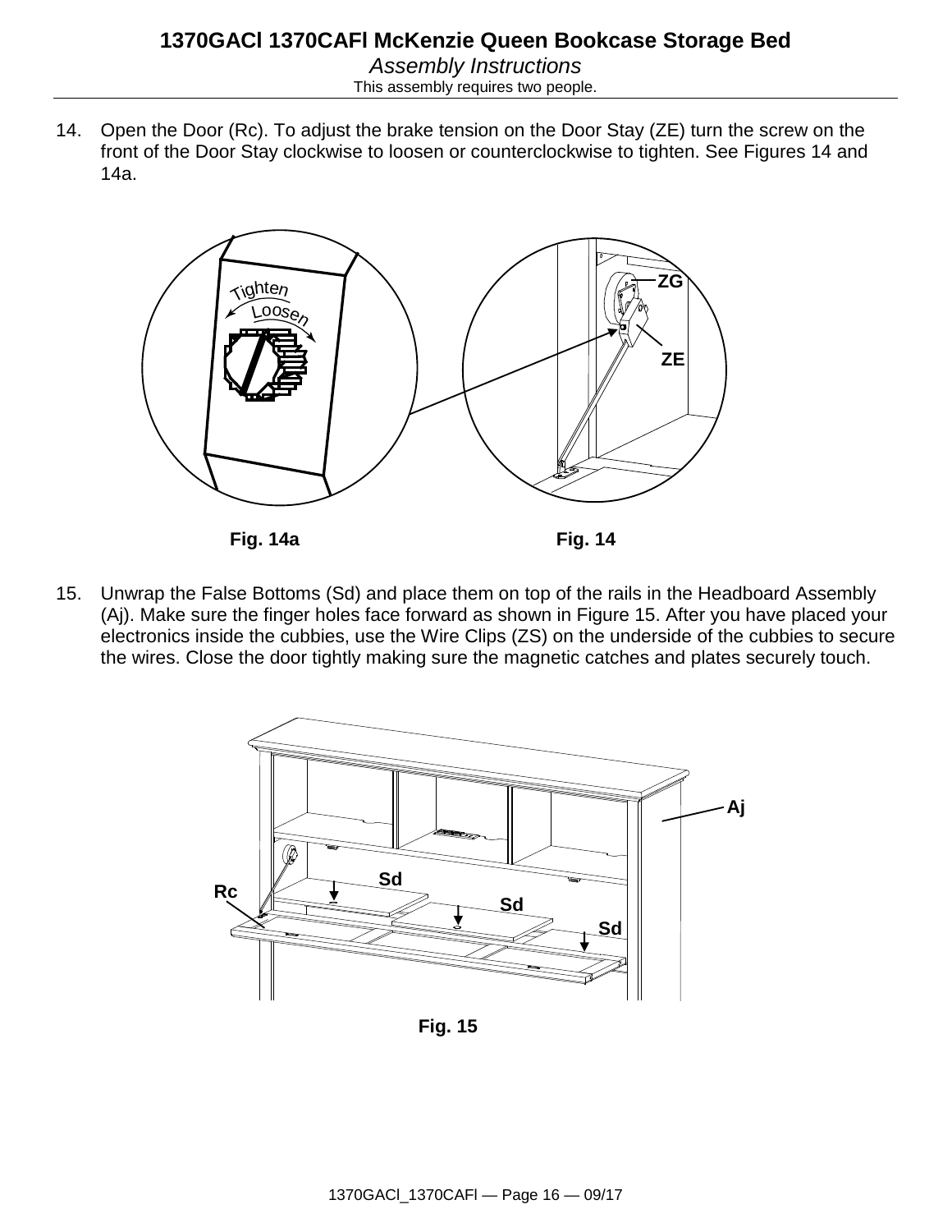14. Open the Door (Rc). To adjust the brake tension on the Door Stay (ZE) turn the screw on the front of the Door Stay clockwise to loosen or counterclockwise to tighten. See Figures 14 and 14a.

Tighten
Loosen

ZG
ZE

Fig. 14a

Fig. 14

15. Unwrap the False Bottoms (Sd) and place them on top of the rails in the Headboard Assembly (Aj). Make sure the finger holes face forward as shown in Figure 15. After you have placed your electronics inside the cubbies, use the Wire Clips (ZS) on the underside of the cubbies to secure the wires. Close the door tightly making sure the magnetic catches and plates securely touch.

Aj
Sd
Rc
Sd
Sd

Fig. 15